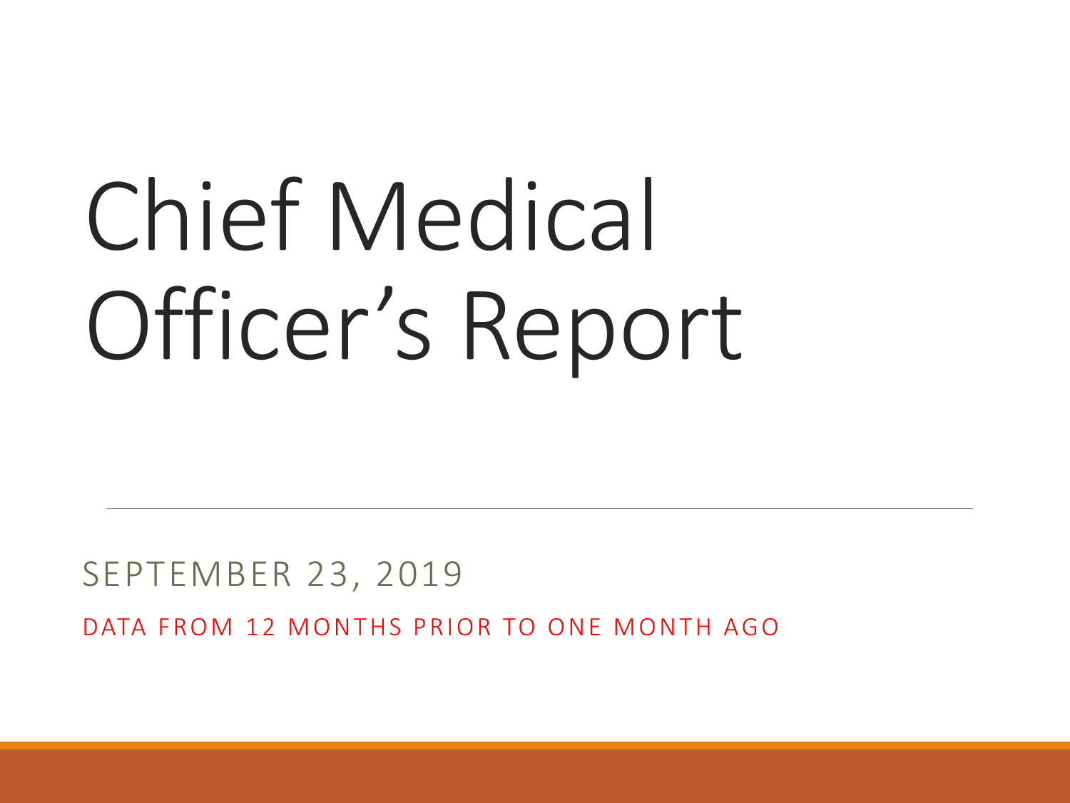# Chief Medical Officer's Report

SEPTEMBER 23, 2019

DATA FROM 12 MONTHS PRIOR TO ONE MONTH AGO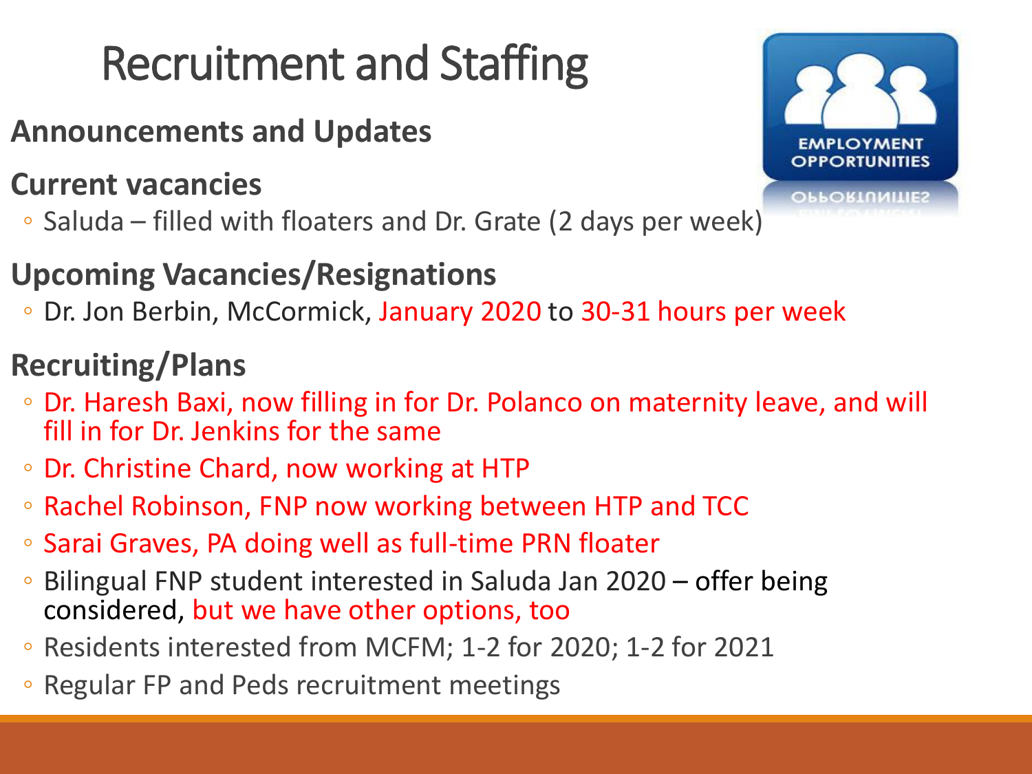# Recruitment and Staffing

## Announcements and Updates

## Current vacancies

- Saluda – filled with floaters and Dr. Grate (2 days per week)

## Upcoming Vacancies/Resignations

- Dr. Jon Berbin, McCormick, January 2020 to 30-31 hours per week

## Recruiting/Plans

- Dr. Haresh Baxi, now filling in for Dr. Polanco on maternity leave, and will fill in for Dr. Jenkins for the same
- Dr. Christine Chard, now working at HTP
- Rachel Robinson, FNP now working between HTP and TCC
- Sarai Graves, PA doing well as full-time PRN floater
- Bilingual FNP student interested in Saluda Jan 2020 – offer being considered, but we have other options, too
- Residents interested from MCFM; 1-2 for 2020; 1-2 for 2021
- Regular FP and Peds recruitment meetings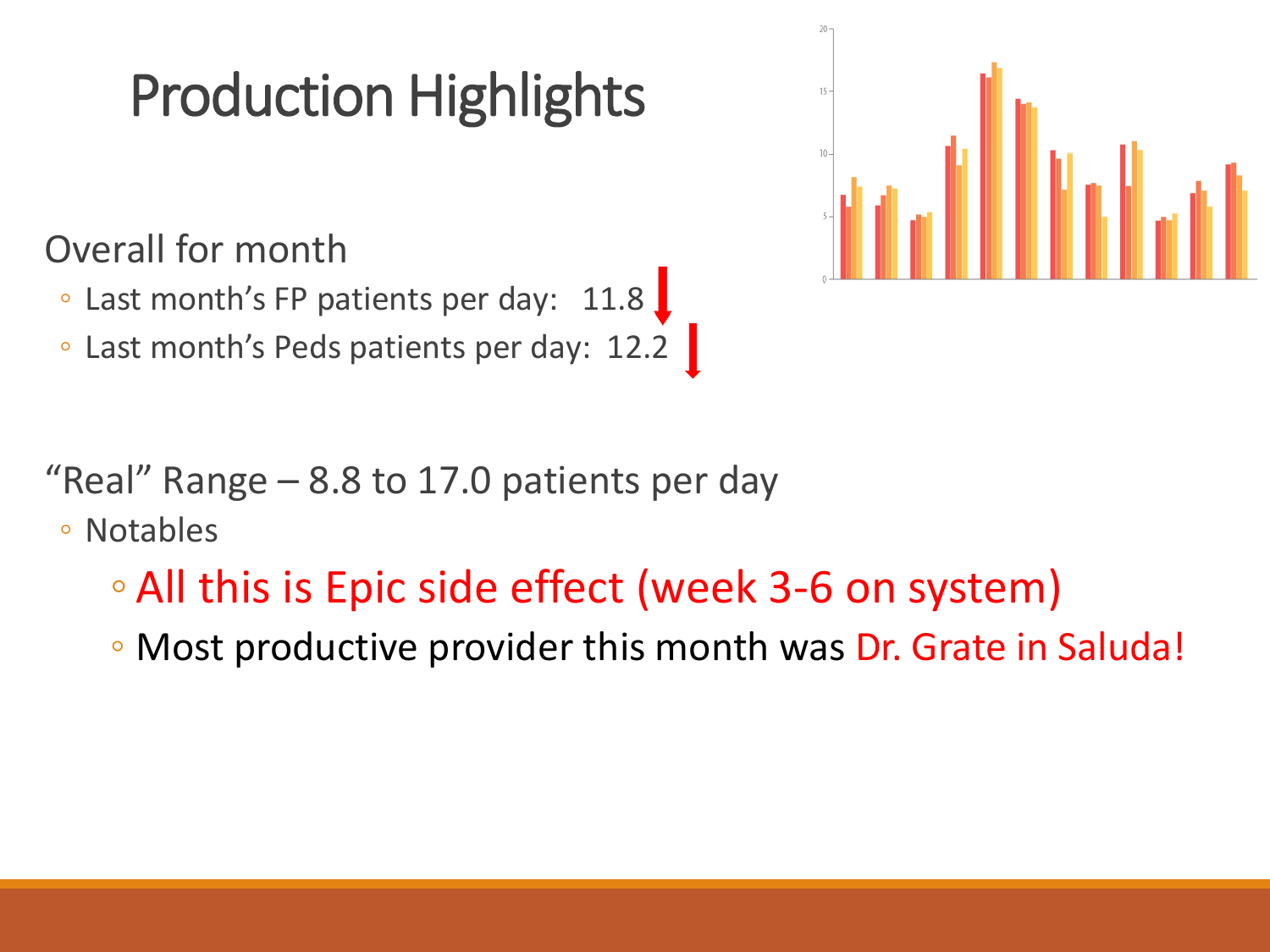# Production Highlights

Overall for month

- Last month's FP patients per day: 11.8
- Last month's Peds patients per day: 12.2

"Real" Range – 8.8 to 17.0 patients per day

- Notables
  - All this is Epic side effect (week 3-6 on system)
  - Most productive provider this month was Dr. Grate in Saluda!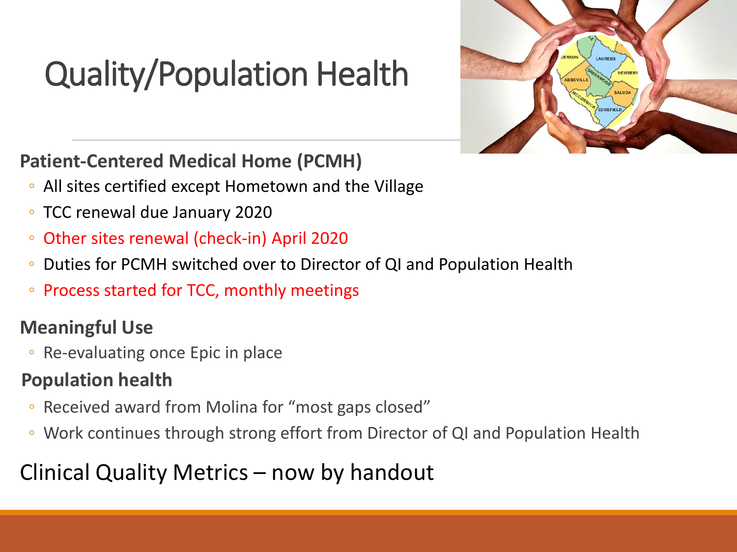# Quality/Population Health

**Patient-Centered Medical Home (PCMH)**

- All sites certified except Hometown and the Village
- TCC renewal due January 2020
- Other sites renewal (check-in) April 2020
- Duties for PCMH switched over to Director of QI and Population Health
- Process started for TCC, monthly meetings

**Meaningful Use**

- Re-evaluating once Epic in place

**Population health**

- Received award from Molina for "most gaps closed"
- Work continues through strong effort from Director of QI and Population Health

Clinical Quality Metrics – now by handout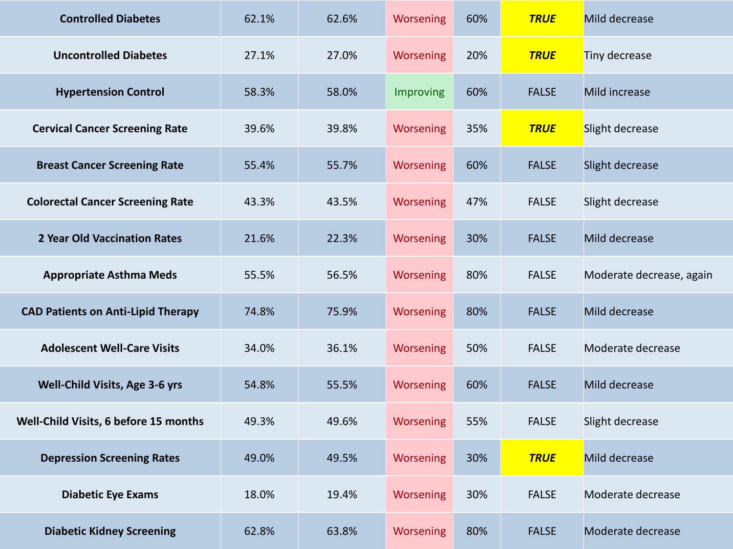| | | | | | | |
|---|---|---|---|---|---|---|
| **Controlled Diabetes** | 62.1% | 62.6% | Worsening | 60% | ***TRUE*** | Mild decrease |
| **Uncontrolled Diabetes** | 27.1% | 27.0% | Worsening | 20% | ***TRUE*** | Tiny decrease |
| **Hypertension Control** | 58.3% | 58.0% | Improving | 60% | FALSE | Mild increase |
| **Cervical Cancer Screening Rate** | 39.6% | 39.8% | Worsening | 35% | ***TRUE*** | Slight decrease |
| **Breast Cancer Screening Rate** | 55.4% | 55.7% | Worsening | 60% | FALSE | Slight decrease |
| **Colorectal Cancer Screening Rate** | 43.3% | 43.5% | Worsening | 47% | FALSE | Slight decrease |
| **2 Year Old Vaccination Rates** | 21.6% | 22.3% | Worsening | 30% | FALSE | Mild decrease |
| **Appropriate Asthma Meds** | 55.5% | 56.5% | Worsening | 80% | FALSE | Moderate decrease, again |
| **CAD Patients on Anti-Lipid Therapy** | 74.8% | 75.9% | Worsening | 80% | FALSE | Mild decrease |
| **Adolescent Well-Care Visits** | 34.0% | 36.1% | Worsening | 50% | FALSE | Moderate decrease |
| **Well-Child Visits, Age 3-6 yrs** | 54.8% | 55.5% | Worsening | 60% | FALSE | Mild decrease |
| **Well-Child Visits, 6 before 15 months** | 49.3% | 49.6% | Worsening | 55% | FALSE | Slight decrease |
| **Depression Screening Rates** | 49.0% | 49.5% | Worsening | 30% | ***TRUE*** | Mild decrease |
| **Diabetic Eye Exams** | 18.0% | 19.4% | Worsening | 30% | FALSE | Moderate decrease |
| **Diabetic Kidney Screening** | 62.8% | 63.8% | Worsening | 80% | FALSE | Moderate decrease |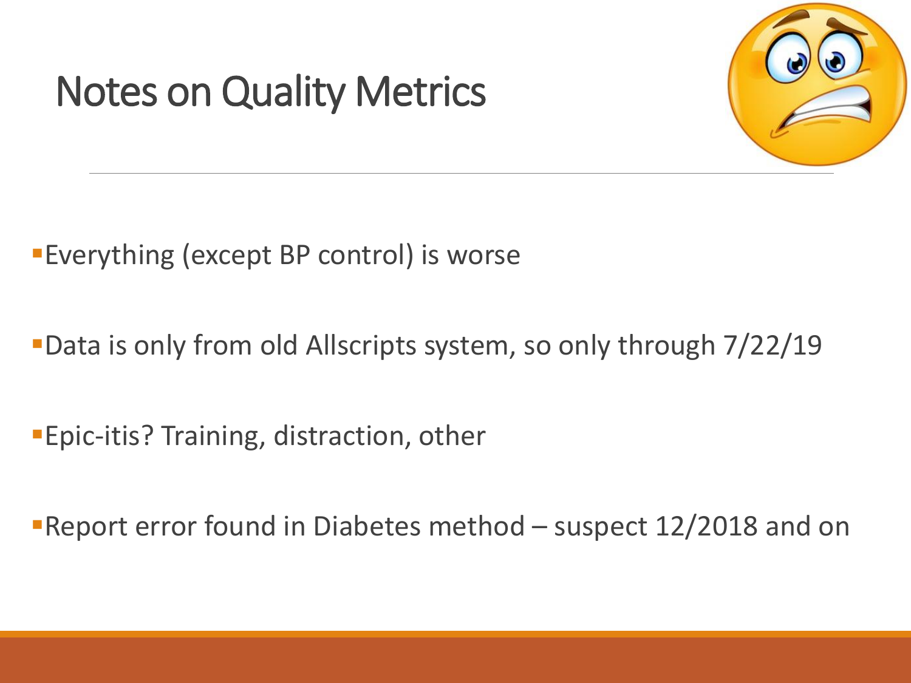# Notes on Quality Metrics

- Everything (except BP control) is worse
- Data is only from old Allscripts system, so only through 7/22/19
- Epic-itis? Training, distraction, other
- Report error found in Diabetes method – suspect 12/2018 and on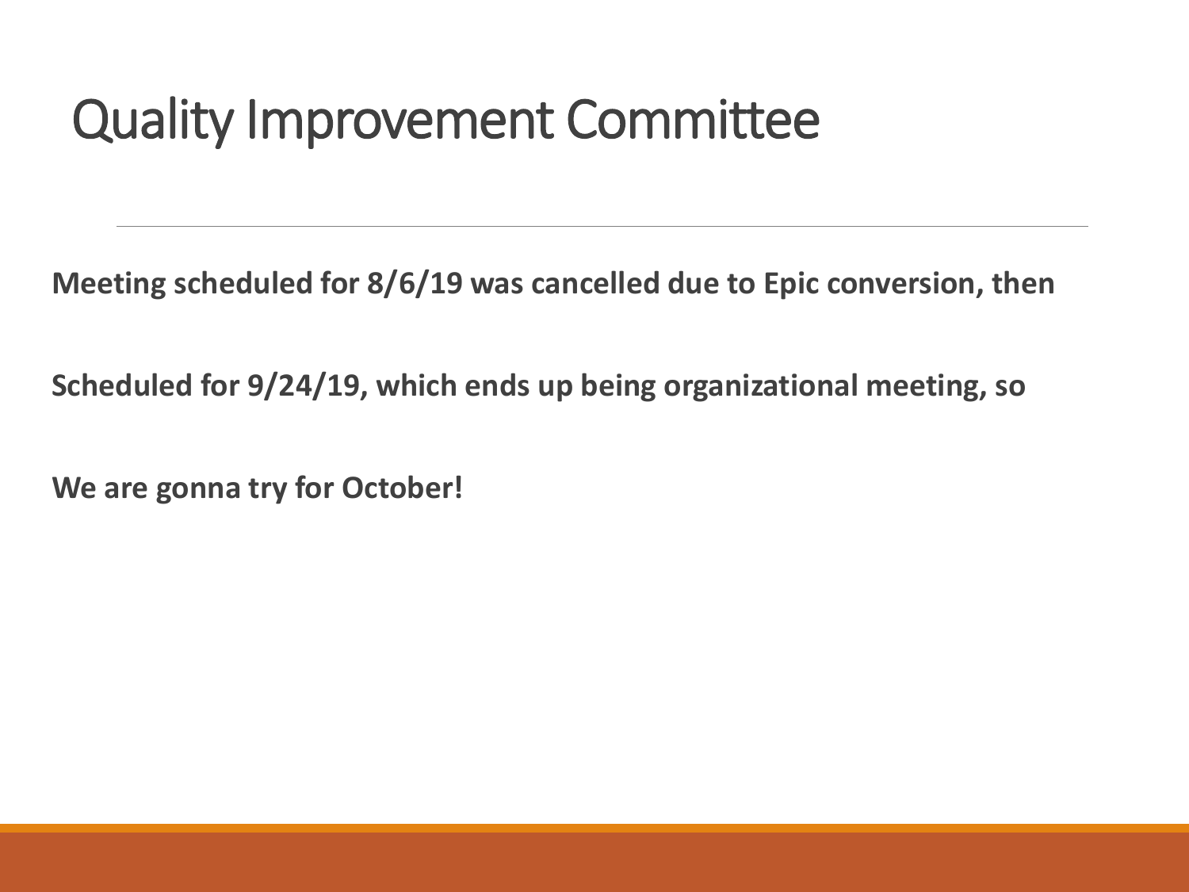# Quality Improvement Committee

**Meeting scheduled for 8/6/19 was cancelled due to Epic conversion, then**

**Scheduled for 9/24/19, which ends up being organizational meeting, so**

**We are gonna try for October!**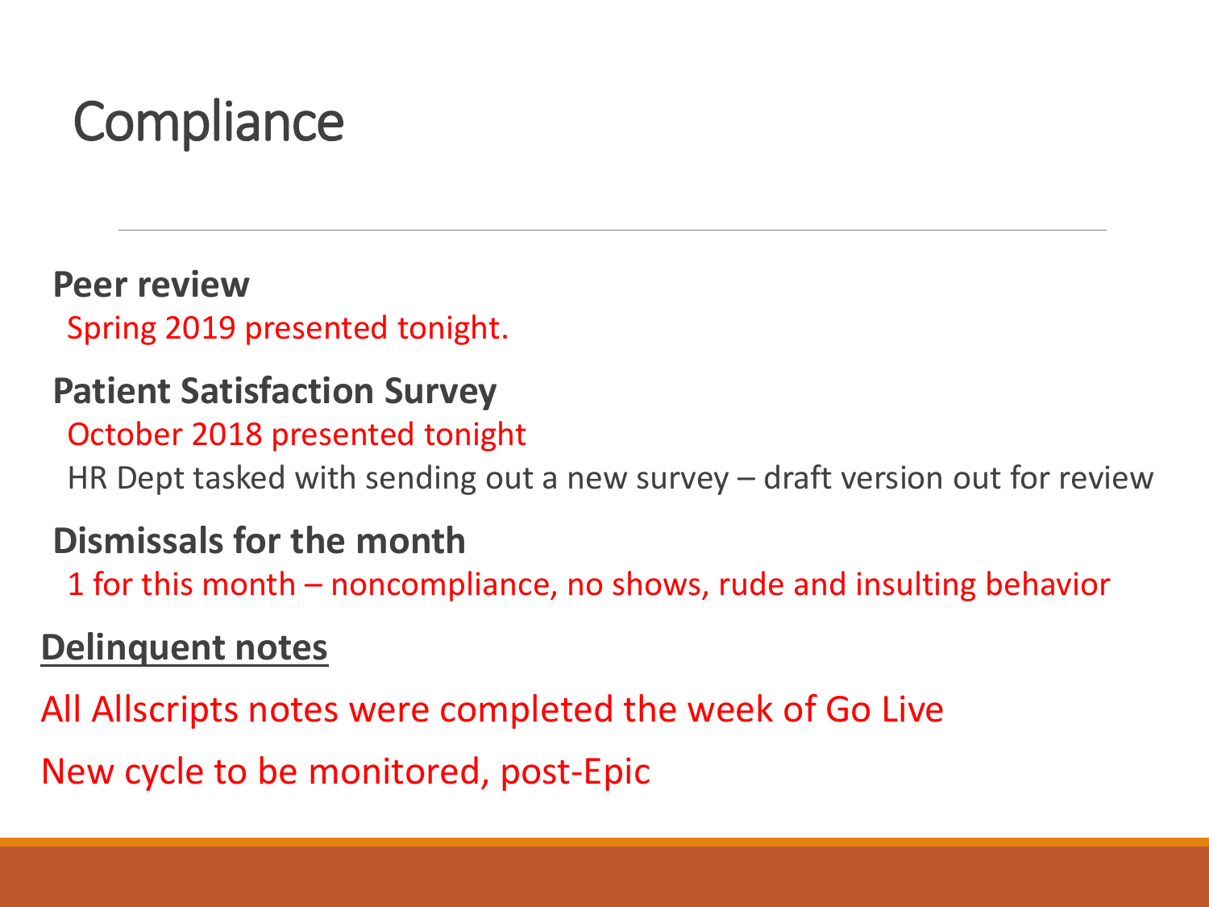# Compliance

**Peer review**

Spring 2019 presented tonight.

**Patient Satisfaction Survey**

October 2018 presented tonight

HR Dept tasked with sending out a new survey – draft version out for review

**Dismissals for the month**

1 for this month – noncompliance, no shows, rude and insulting behavior

**Delinquent notes**

All Allscripts notes were completed the week of Go Live

New cycle to be monitored, post-Epic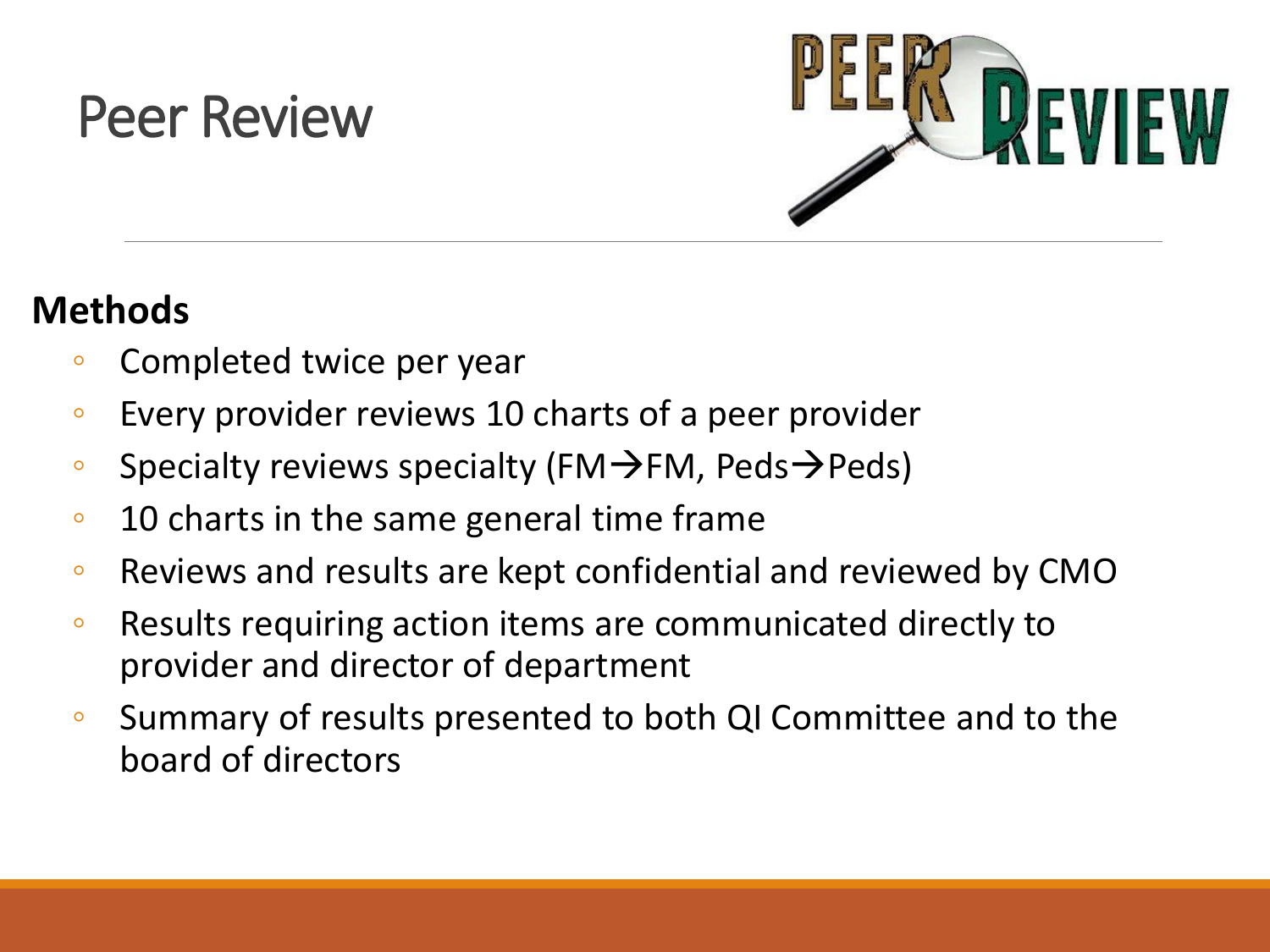# Peer Review

## Methods

- Completed twice per year
- Every provider reviews 10 charts of a peer provider
- Specialty reviews specialty (FM→FM, Peds→Peds)
- 10 charts in the same general time frame
- Reviews and results are kept confidential and reviewed by CMO
- Results requiring action items are communicated directly to provider and director of department
- Summary of results presented to both QI Committee and to the board of directors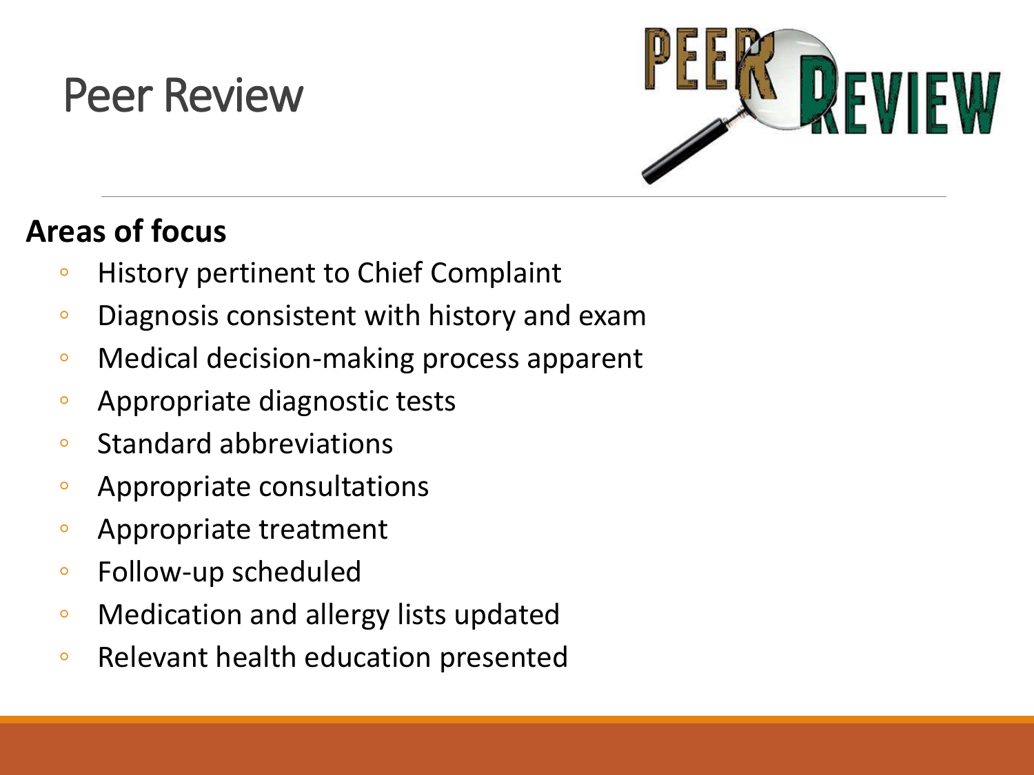# Peer Review

**Areas of focus**

- History pertinent to Chief Complaint
- Diagnosis consistent with history and exam
- Medical decision-making process apparent
- Appropriate diagnostic tests
- Standard abbreviations
- Appropriate consultations
- Appropriate treatment
- Follow-up scheduled
- Medication and allergy lists updated
- Relevant health education presented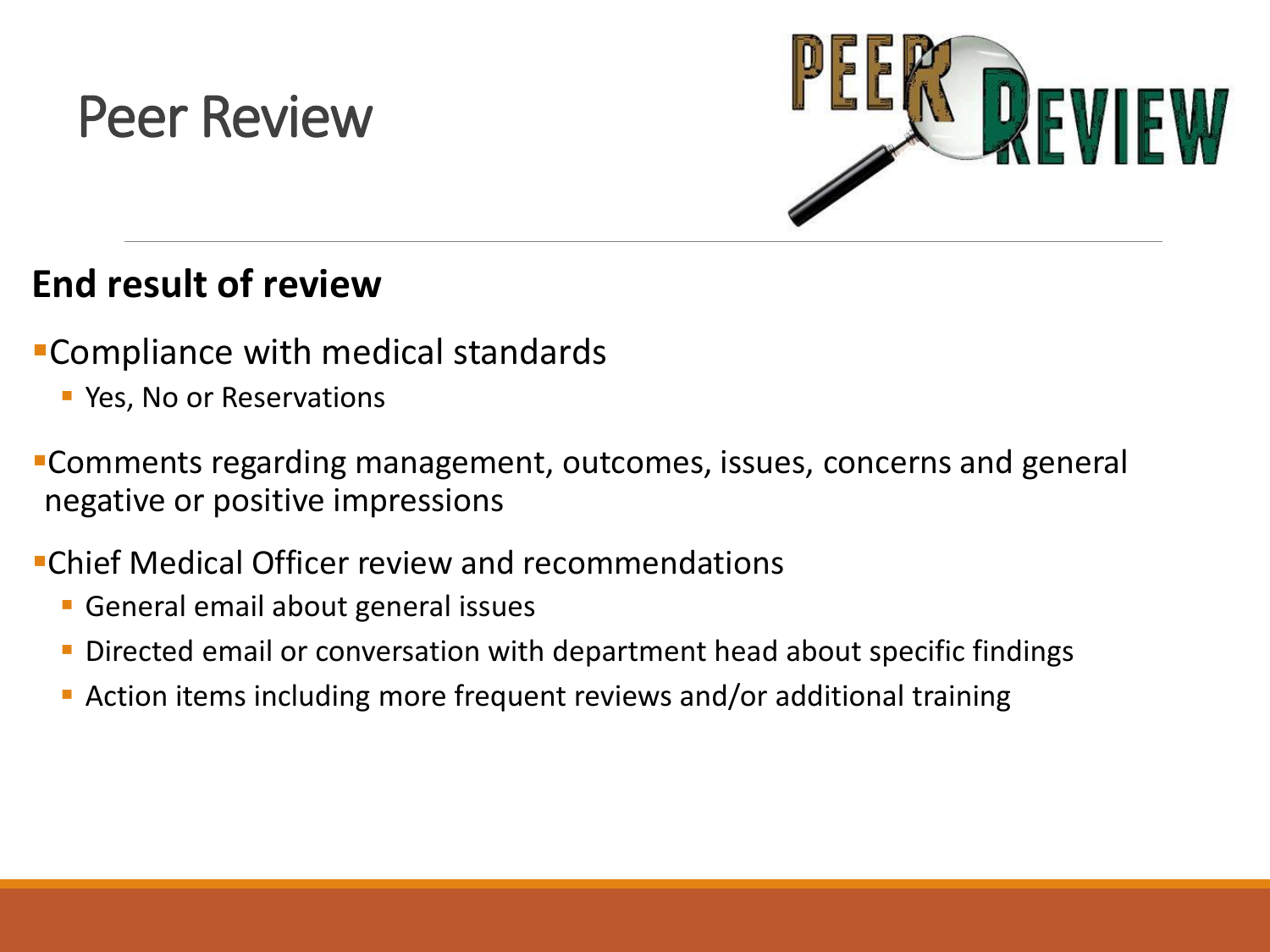# Peer Review

## End result of review

- Compliance with medical standards
  - Yes, No or Reservations
- Comments regarding management, outcomes, issues, concerns and general negative or positive impressions
- Chief Medical Officer review and recommendations
  - General email about general issues
  - Directed email or conversation with department head about specific findings
  - Action items including more frequent reviews and/or additional training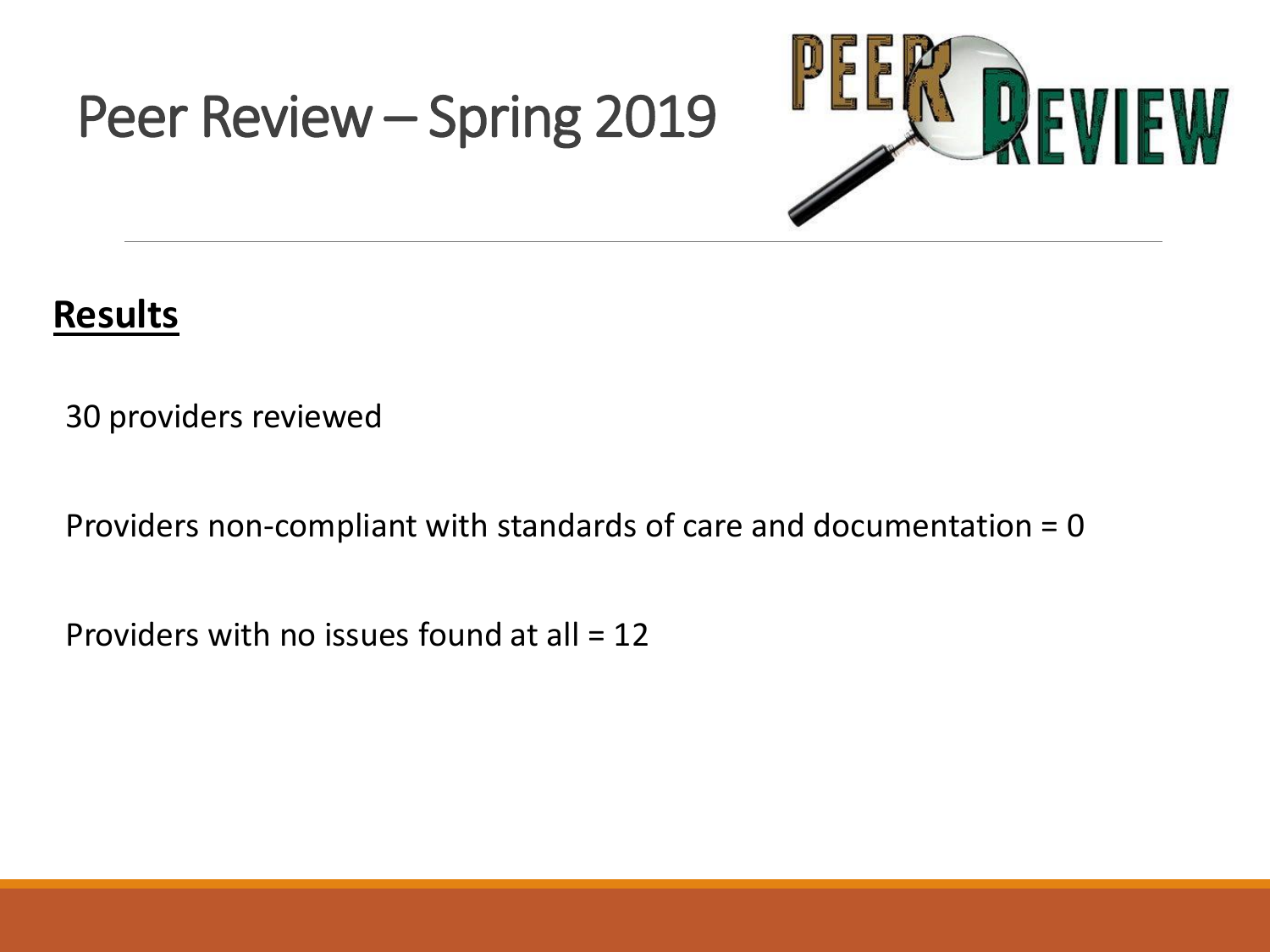# Peer Review – Spring 2019

**Results**

30 providers reviewed

Providers non-compliant with standards of care and documentation = 0

Providers with no issues found at all = 12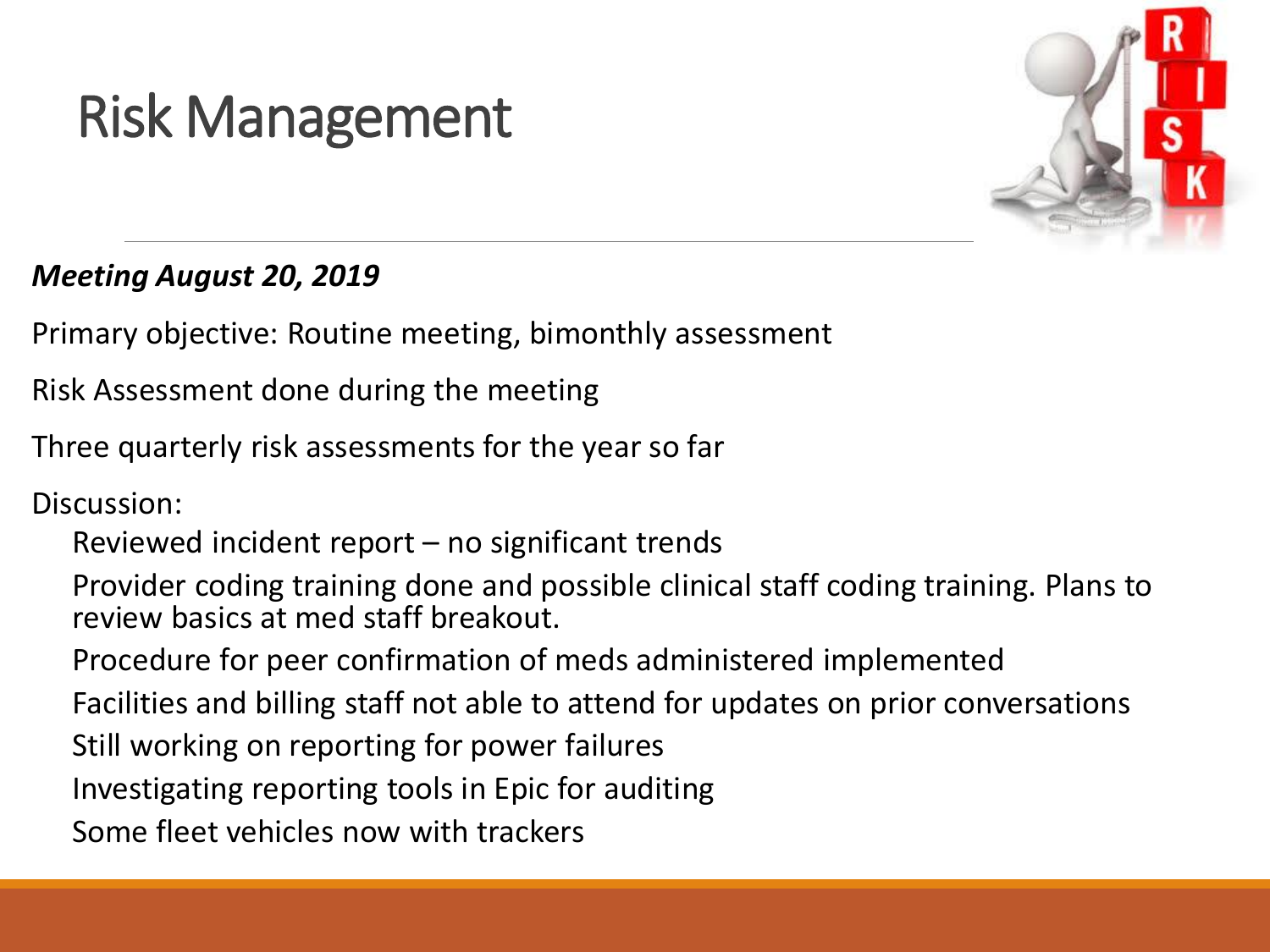# Risk Management

***Meeting August 20, 2019***

Primary objective: Routine meeting, bimonthly assessment

Risk Assessment done during the meeting

Three quarterly risk assessments for the year so far

Discussion:

- Reviewed incident report – no significant trends
- Provider coding training done and possible clinical staff coding training. Plans to review basics at med staff breakout.
- Procedure for peer confirmation of meds administered implemented
- Facilities and billing staff not able to attend for updates on prior conversations
- Still working on reporting for power failures
- Investigating reporting tools in Epic for auditing
- Some fleet vehicles now with trackers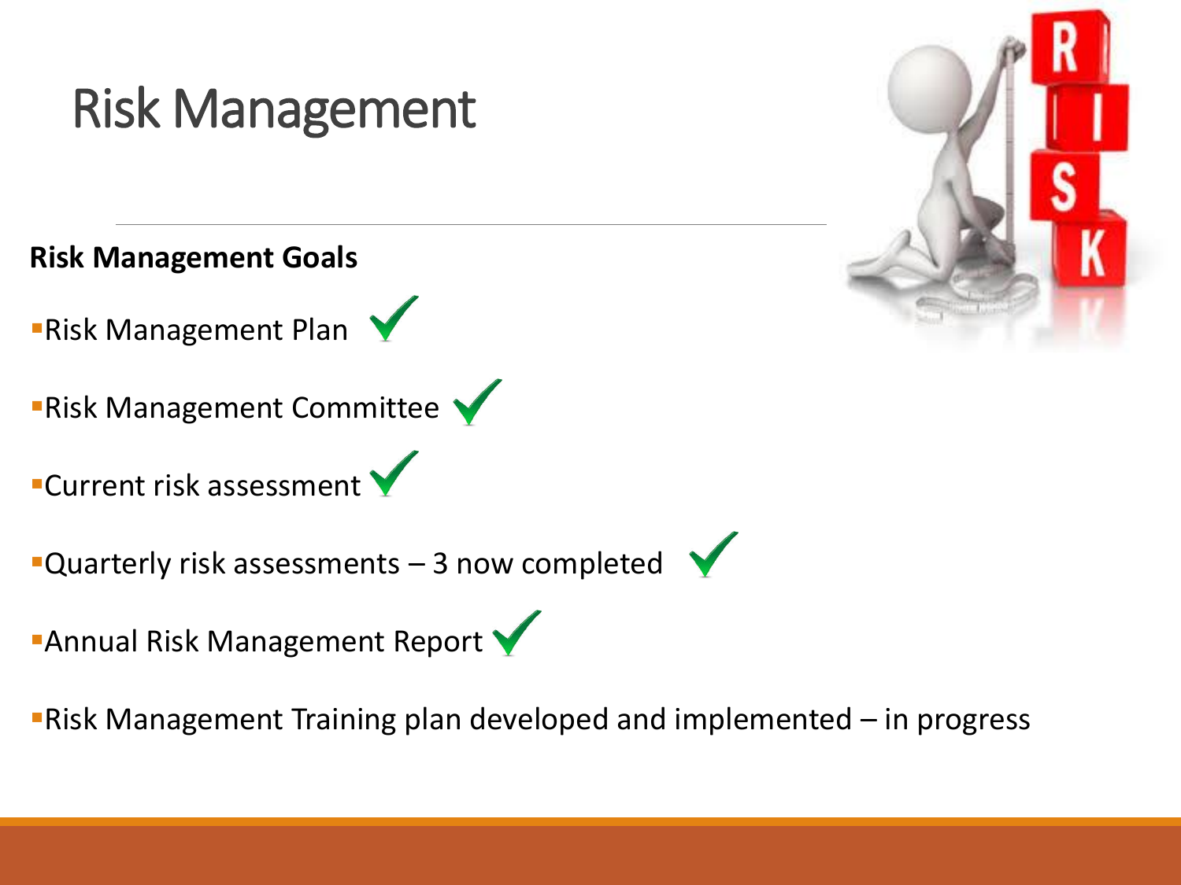# Risk Management

**Risk Management Goals**

- Risk Management Plan ✓
- Risk Management Committee ✓
- Current risk assessment ✓
- Quarterly risk assessments – 3 now completed ✓
- Annual Risk Management Report ✓
- Risk Management Training plan developed and implemented – in progress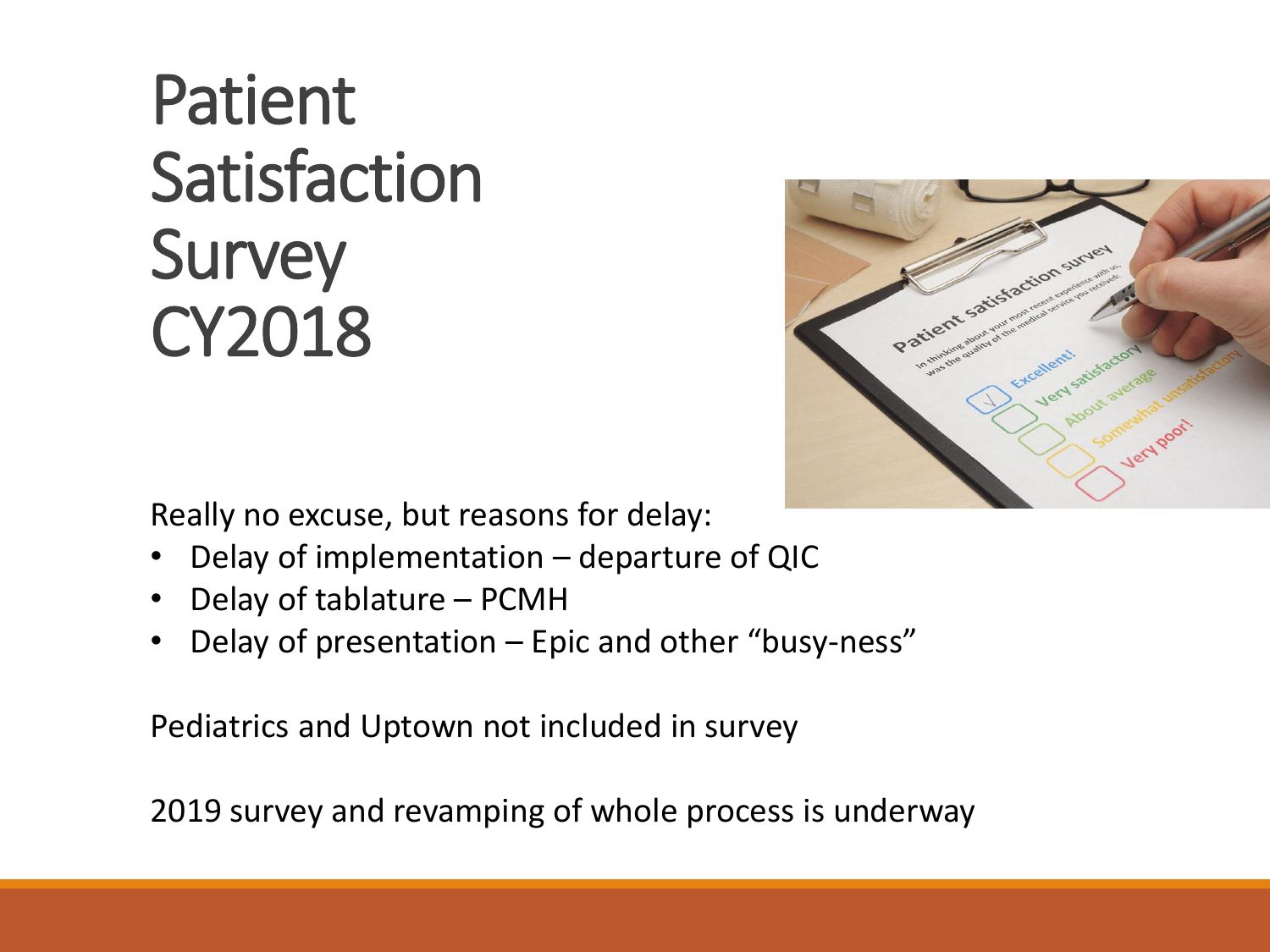# Patient Satisfaction Survey CY2018

Really no excuse, but reasons for delay:

- Delay of implementation – departure of QIC
- Delay of tablature – PCMH
- Delay of presentation – Epic and other “busy-ness”

Pediatrics and Uptown not included in survey

2019 survey and revamping of whole process is underway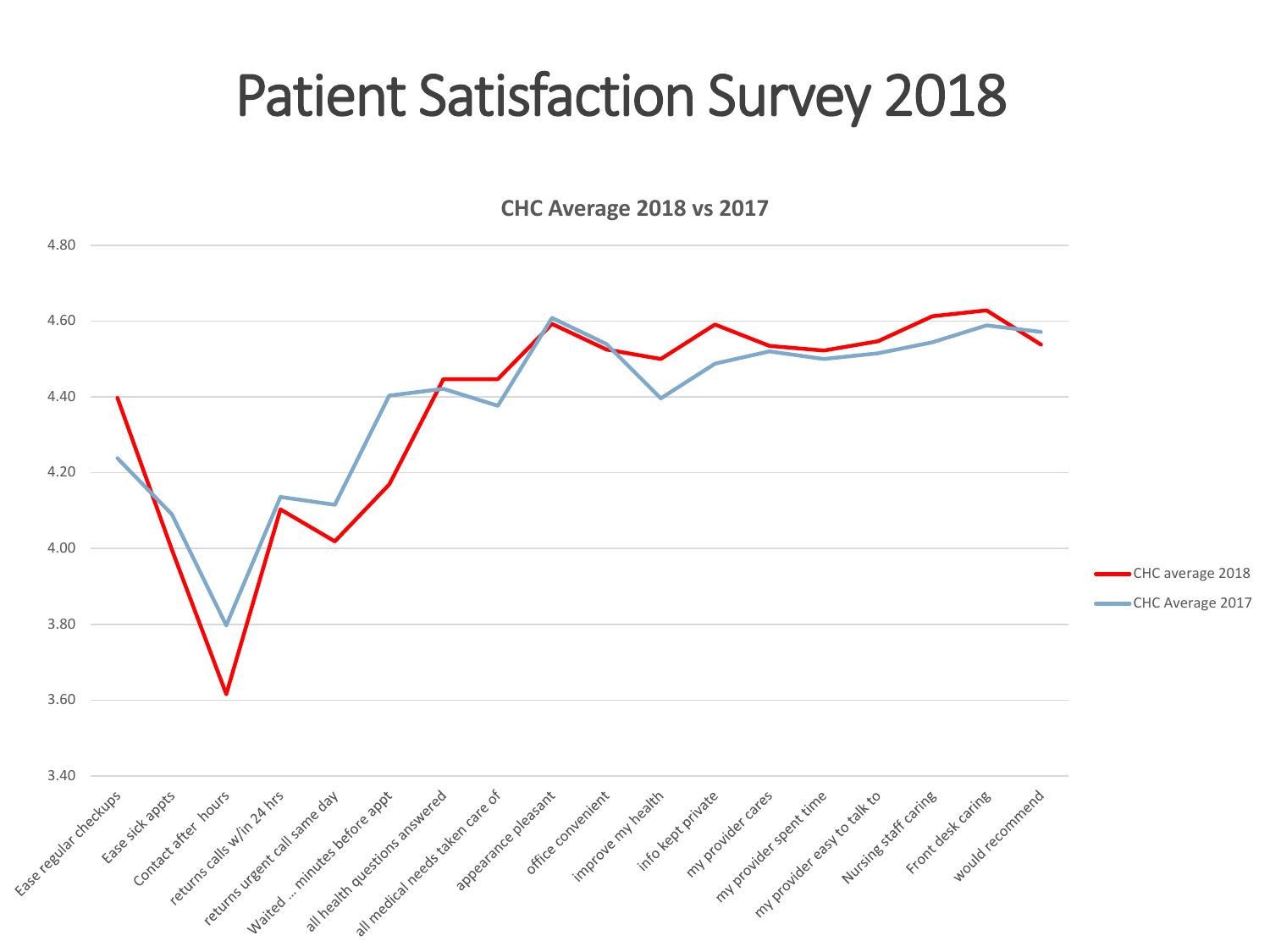# Patient Satisfaction Survey 2018

**CHC Average 2018 vs 2017**

Y-axis: 3.40, 3.60, 3.80, 4.00, 4.20, 4.40, 4.60, 4.80

X-axis categories: Ease regular checkups, Ease sick appts, Contact after hours, returns calls w/in 24 hrs, returns urgent call same day, Waited ... minutes before appt, all health questions answered, all medical needs taken care of, appearance pleasant, office convenient, improve my health, info kept private, my provider cares, my provider spent time, my provider easy to talk to, Nursing staff caring, Front desk caring, would recommend

Legend: CHC average 2018; CHC Average 2017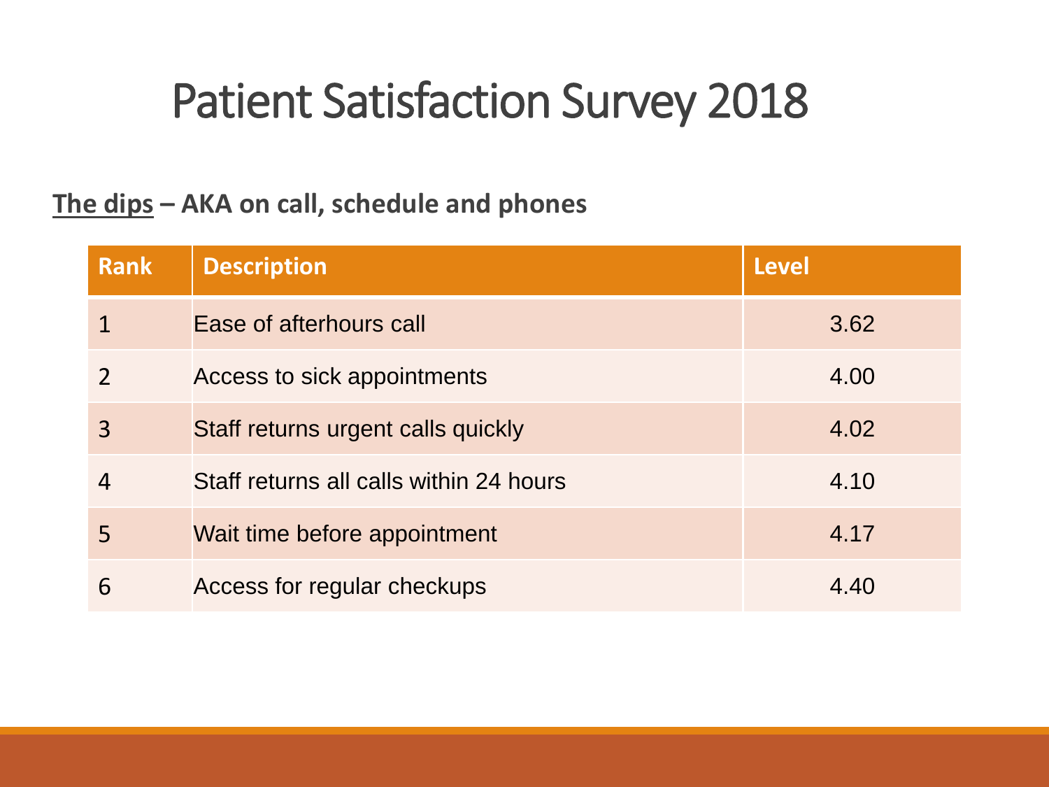# Patient Satisfaction Survey 2018

**<u>The dips</u> – AKA on call, schedule and phones**

| Rank | Description | Level |
|---|---|---|
| 1 | Ease of afterhours call | 3.62 |
| 2 | Access to sick appointments | 4.00 |
| 3 | Staff returns urgent calls quickly | 4.02 |
| 4 | Staff returns all calls within 24 hours | 4.10 |
| 5 | Wait time before appointment | 4.17 |
| 6 | Access for regular checkups | 4.40 |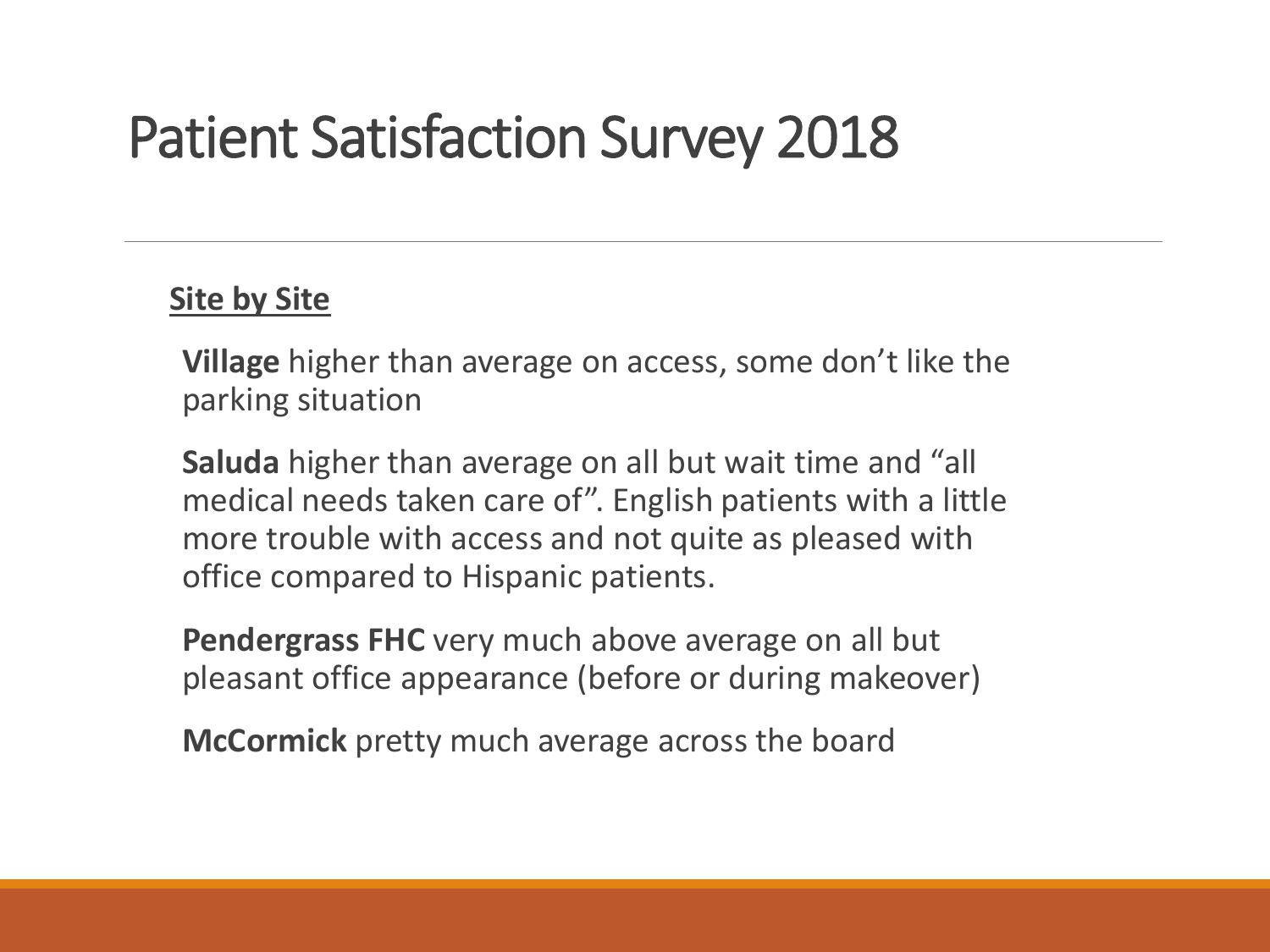# Patient Satisfaction Survey 2018

**Site by Site**

**Village** higher than average on access, some don't like the parking situation

**Saluda** higher than average on all but wait time and "all medical needs taken care of". English patients with a little more trouble with access and not quite as pleased with office compared to Hispanic patients.

**Pendergrass FHC** very much above average on all but pleasant office appearance (before or during makeover)

**McCormick** pretty much average across the board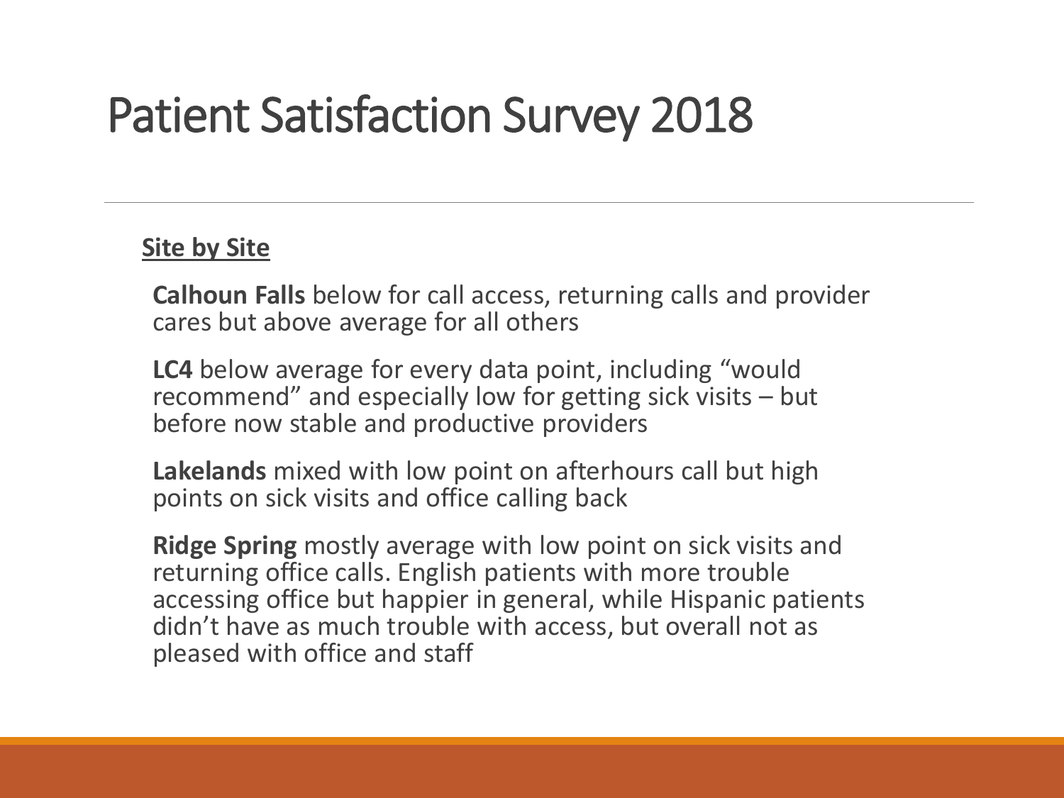# Patient Satisfaction Survey 2018

**Site by Site**

**Calhoun Falls** below for call access, returning calls and provider cares but above average for all others

**LC4** below average for every data point, including "would recommend" and especially low for getting sick visits – but before now stable and productive providers

**Lakelands** mixed with low point on afterhours call but high points on sick visits and office calling back

**Ridge Spring** mostly average with low point on sick visits and returning office calls. English patients with more trouble accessing office but happier in general, while Hispanic patients didn't have as much trouble with access, but overall not as pleased with office and staff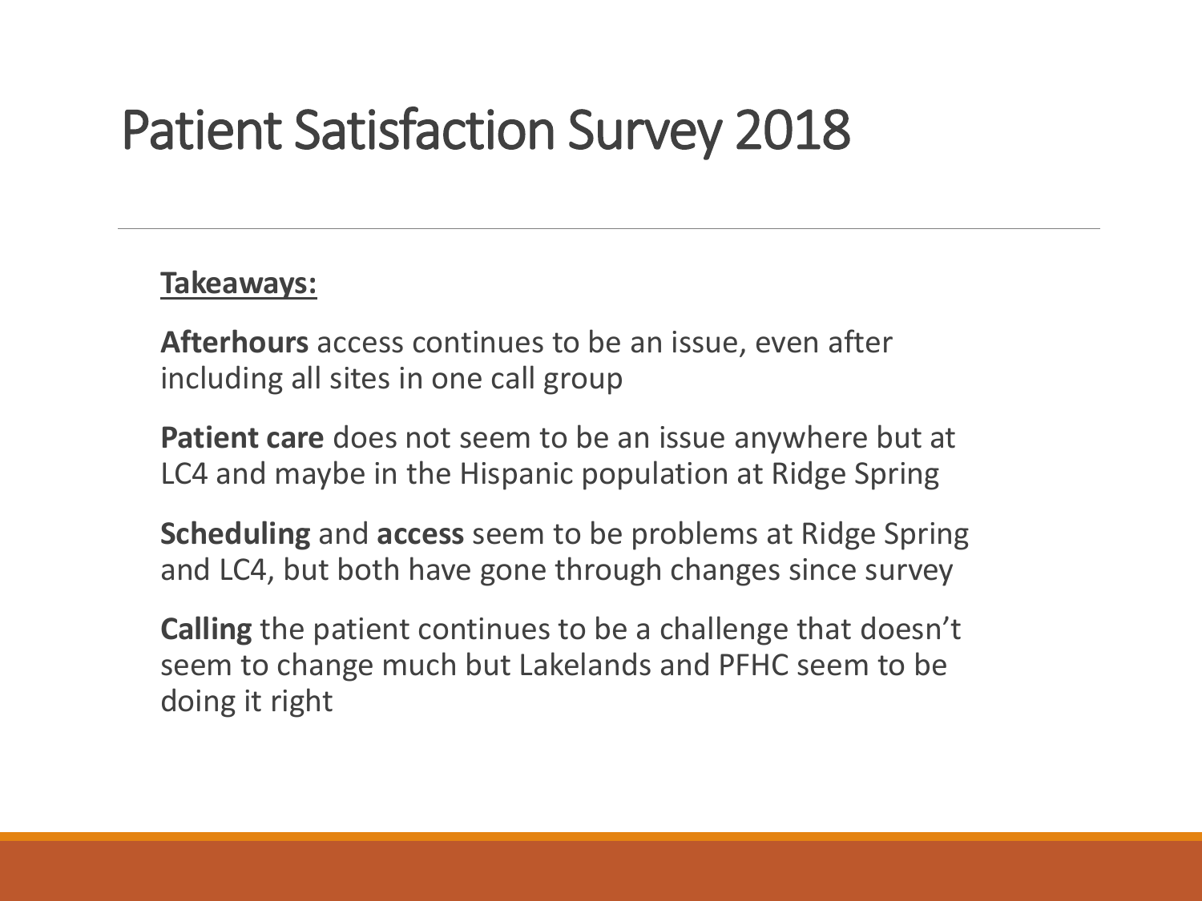# Patient Satisfaction Survey 2018

**Takeaways:**

**Afterhours** access continues to be an issue, even after including all sites in one call group

**Patient care** does not seem to be an issue anywhere but at LC4 and maybe in the Hispanic population at Ridge Spring

**Scheduling** and **access** seem to be problems at Ridge Spring and LC4, but both have gone through changes since survey

**Calling** the patient continues to be a challenge that doesn't seem to change much but Lakelands and PFHC seem to be doing it right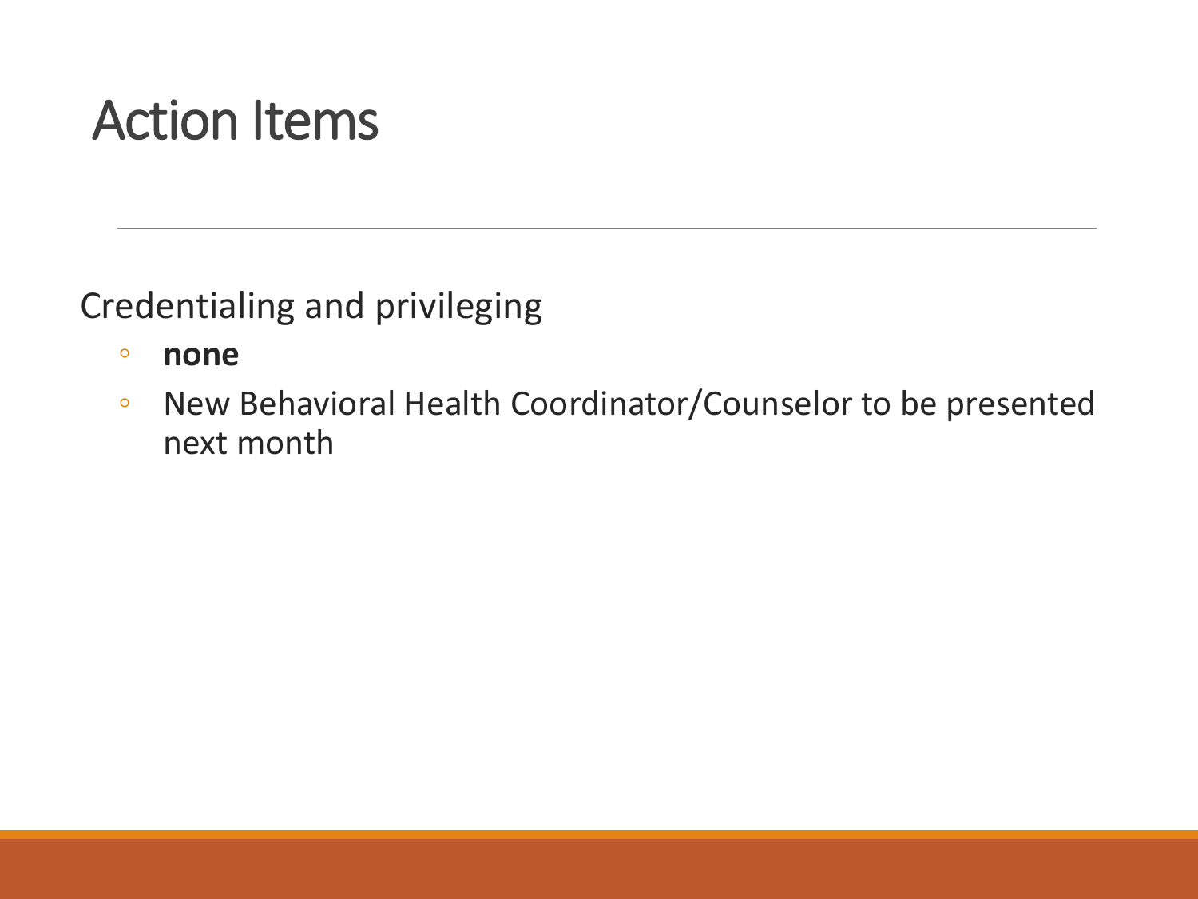# Action Items

Credentialing and privileging

- **none**
- New Behavioral Health Coordinator/Counselor to be presented next month